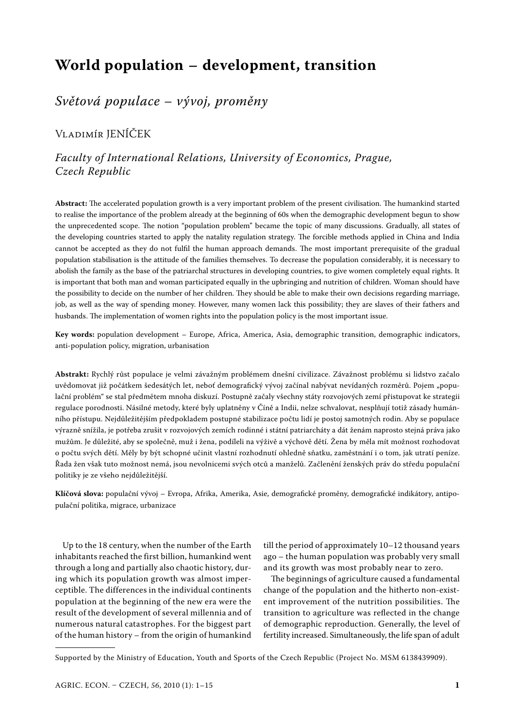# World population – development, transition

## *Světová populace – vývoj, proměny*

Vladimír JENÍČEK

*Faculty of International Relations, University of Economics, Prague, Czech Republic*

**Abstract:** The accelerated population growth is a very important problem of the present civilisation. The humankind started to realise the importance of the problem already at the beginning of 60s when the demographic development begun to show the unprecedented scope. The notion "population problem" became the topic of many discussions. Gradually, all states of the developing countries started to apply the natality regulation strategy. The forcible methods applied in China and India cannot be accepted as they do not fulfil the human approach demands. The most important prerequisite of the gradual population stabilisation is the attitude of the families themselves. To decrease the population considerably, it is necessary to abolish the family as the base of the patriarchal structures in developing countries, to give women completely equal rights. It is important that both man and woman participated equally in the upbringing and nutrition of children. Woman should have the possibility to decide on the number of her children. They should be able to make their own decisions regarding marriage, job, as well as the way of spending money. However, many women lack this possibility; they are slaves of their fathers and husbands. The implementation of women rights into the population policy is the most important issue.

**Key words:** population development – Europe, Africa, America, Asia, demographic transition, demographic indicators, anti-population policy, migration, urbanisation

**Abstrakt:** Rychlý růst populace je velmi závažným problémem dnešní civilizace. Závažnost problému si lidstvo začalo uvědomovat již počátkem šedesátých let, neboť demografický vývoj začínal nabývat nevídaných rozměrů. Pojem „populační problém" se stal předmětem mnoha diskuzí. Postupně začaly všechny státy rozvojových zemí přistupovat ke strategii regulace porodnosti. Násilné metody, které byly uplatněny v Číně a Indii, nelze schvalovat, nesplňují totiž zásady humánního přístupu. Nejdůležitějším předpokladem postupné stabilizace počtu lidí je postoj samotných rodin. Aby se populace výrazně snížila, je potřeba zrušit v rozvojových zemích rodinné i státní patriarcháty a dát ženám naprosto stejná práva jako mužům. Je důležité, aby se společně, muž i žena, podíleli na výživě a výchově dětí. Žena by měla mít možnost rozhodovat o počtu svých dětí. Měly by být schopné učinit vlastní rozhodnutí ohledně sňatku, zaměstnání i o tom, jak utratí peníze. Řada žen však tuto možnost nemá, jsou nevolnicemi svých otců a manželů. Začlenění ženských práv do středu populační politiky je ze všeho nejdůležitější.

**Klíčová slova:** populační vývoj – Evropa, Afrika, Amerika, Asie, demografické proměny, demografické indikátory, antipopulační politika, migrace, urbanizace

Up to the 18 century, when the number of the Earth inhabitants reached the first billion, humankind went through a long and partially also chaotic history, during which its population growth was almost imperceptible. The differences in the individual continents population at the beginning of the new era were the result of the development of several millennia and of numerous natural catastrophes. For the biggest part of the human history – from the origin of humankind till the period of approximately 10–12 thousand years ago – the human population was probably very small and its growth was most probably near to zero.

The beginnings of agriculture caused a fundamental change of the population and the hitherto non-existent improvement of the nutrition possibilities. The transition to agriculture was reflected in the change of demographic reproduction. Generally, the level of fertility increased. Simultaneously, the life span of adult

Supported by the Ministry of Education, Youth and Sports of the Czech Republic (Project No. MSM 6138439909).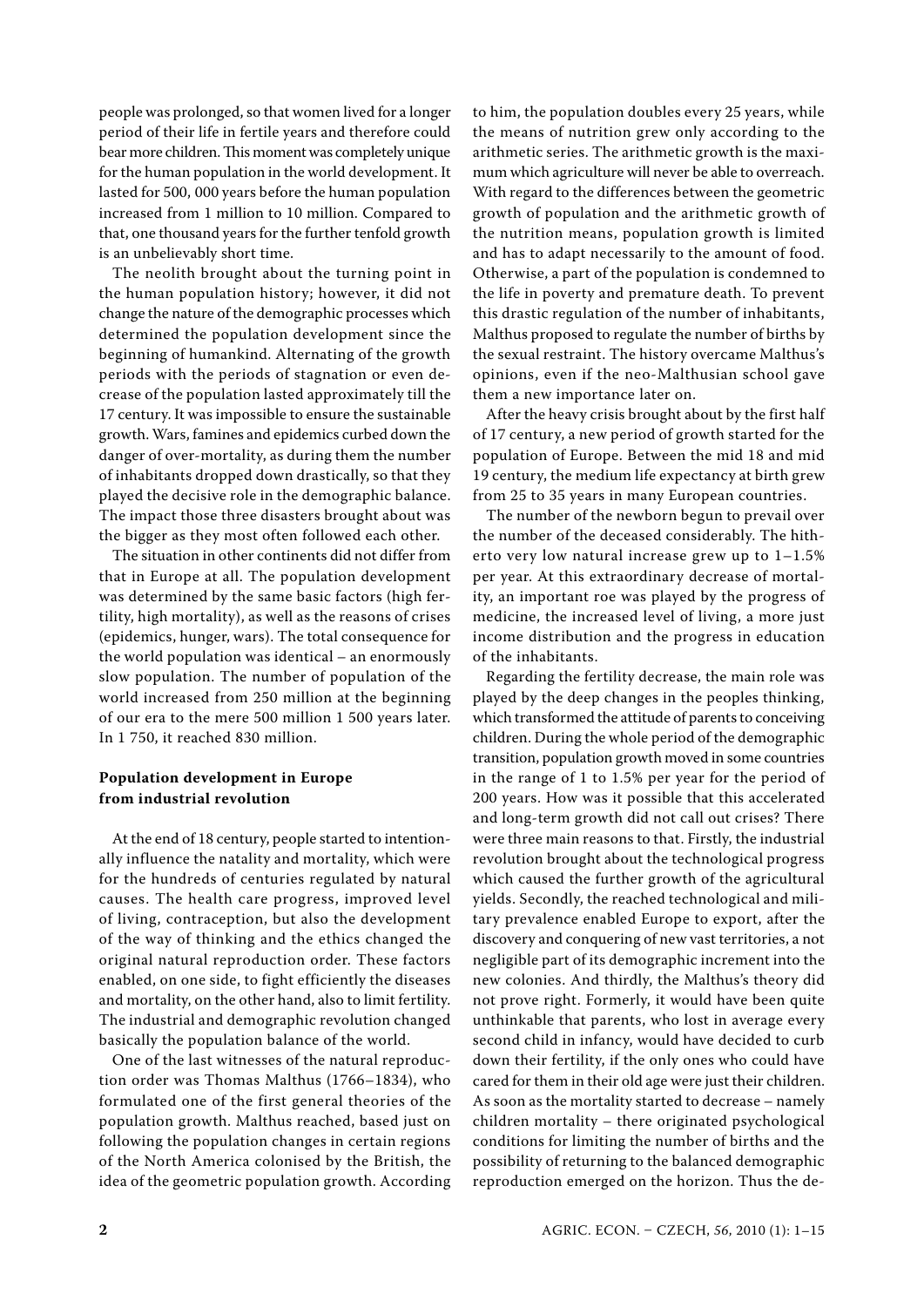people was prolonged, so that women lived for a longer period of their life in fertile years and therefore could bear more children. This moment was completely unique for the human population in the world development. It lasted for 500, 000 years before the human population increased from 1 million to 10 million. Compared to that, one thousand years for the further tenfold growth is an unbelievably short time.

The neolith brought about the turning point in the human population history; however, it did not change the nature of the demographic processes which determined the population development since the beginning of humankind. Alternating of the growth periods with the periods of stagnation or even decrease of the population lasted approximately till the 17 century. It was impossible to ensure the sustainable growth. Wars, famines and epidemics curbed down the danger of over-mortality, as during them the number of inhabitants dropped down drastically, so that they played the decisive role in the demographic balance. The impact those three disasters brought about was the bigger as they most often followed each other.

The situation in other continents did not differ from that in Europe at all. The population development was determined by the same basic factors (high fertility, high mortality), as well as the reasons of crises (epidemics, hunger, wars). The total consequence for the world population was identical – an enormously slow population. The number of population of the world increased from 250 million at the beginning of our era to the mere 500 million 1 500 years later. In 1 750, it reached 830 million.

**Population development in Europe from industrial revolution**

At the end of 18 century, people started to intentionally influence the natality and mortality, which were for the hundreds of centuries regulated by natural causes. The health care progress, improved level of living, contraception, but also the development of the way of thinking and the ethics changed the original natural reproduction order. These factors enabled, on one side, to fight efficiently the diseases and mortality, on the other hand, also to limit fertility. The industrial and demographic revolution changed basically the population balance of the world.

One of the last witnesses of the natural reproduction order was Thomas Malthus (1766–1834), who formulated one of the first general theories of the population growth. Malthus reached, based just on following the population changes in certain regions of the North America colonised by the British, the idea of the geometric population growth. According to him, the population doubles every 25 years, while the means of nutrition grew only according to the arithmetic series. The arithmetic growth is the maximum which agriculture will never be able to overreach. With regard to the differences between the geometric growth of population and the arithmetic growth of the nutrition means, population growth is limited and has to adapt necessarily to the amount of food. Otherwise, a part of the population is condemned to the life in poverty and premature death. To prevent this drastic regulation of the number of inhabitants, Malthus proposed to regulate the number of births by the sexual restraint. The history overcame Malthus's opinions, even if the neo-Malthusian school gave them a new importance later on.

After the heavy crisis brought about by the first half of 17 century, a new period of growth started for the population of Europe. Between the mid 18 and mid 19 century, the medium life expectancy at birth grew from 25 to 35 years in many European countries.

The number of the newborn begun to prevail over the number of the deceased considerably. The hitherto very low natural increase grew up to 1–1.5% per year. At this extraordinary decrease of mortality, an important roe was played by the progress of medicine, the increased level of living, a more just income distribution and the progress in education of the inhabitants.

Regarding the fertility decrease, the main role was played by the deep changes in the peoples thinking, which transformed the attitude of parents to conceiving children. During the whole period of the demographic transition, population growth moved in some countries in the range of 1 to 1.5% per year for the period of 200 years. How was it possible that this accelerated and long-term growth did not call out crises? There were three main reasons to that. Firstly, the industrial revolution brought about the technological progress which caused the further growth of the agricultural yields. Secondly, the reached technological and military prevalence enabled Europe to export, after the discovery and conquering of new vast territories, a not negligible part of its demographic increment into the new colonies. And thirdly, the Malthus's theory did not prove right. Formerly, it would have been quite unthinkable that parents, who lost in average every second child in infancy, would have decided to curb down their fertility, if the only ones who could have cared for them in their old age were just their children. As soon as the mortality started to decrease – namely children mortality – there originated psychological conditions for limiting the number of births and the possibility of returning to the balanced demographic reproduction emerged on the horizon. Thus the de-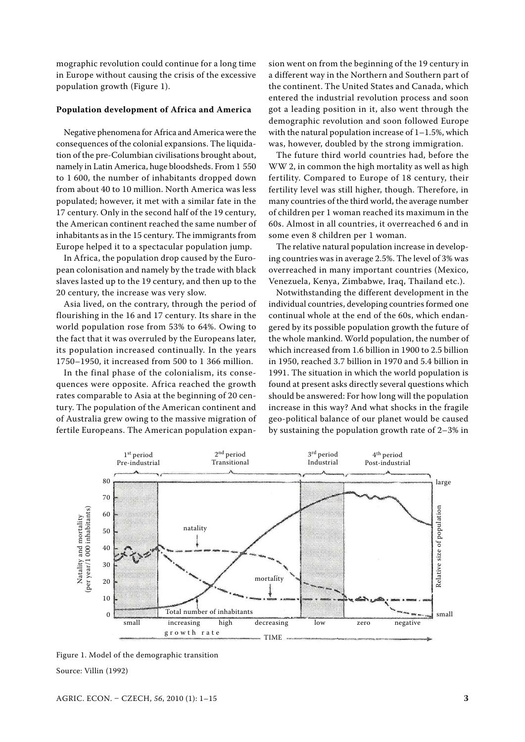mographic revolution could continue for a long time in Europe without causing the crisis of the excessive population growth (Figure 1).

**Population development of Africa and America**

Negative phenomena for Africa and America were the consequences of the colonial expansions. The liquidation of the pre-Columbian civilisations brought about, namely in Latin America, huge bloodsheds. From 1 550 to 1 600, the number of inhabitants dropped down from about 40 to 10 million. North America was less populated; however, it met with a similar fate in the 17 century. Only in the second half of the 19 century, the American continent reached the same number of inhabitants as in the 15 century. The immigrants from Europe helped it to a spectacular population jump.

In Africa, the population drop caused by the European colonisation and namely by the trade with black slaves lasted up to the 19 century, and then up to the 20 century, the increase was very slow.

Asia lived, on the contrary, through the period of flourishing in the 16 and 17 century. Its share in the world population rose from 53% to 64%. Owing to the fact that it was overruled by the Europeans later, its population increased continually. In the years 1750–1950, it increased from 500 to 1 366 million.

In the final phase of the colonialism, its consequences were opposite. Africa reached the growth rates comparable to Asia at the beginning of 20 century. The population of the American continent and of Australia grew owing to the massive migration of fertile Europeans. The American population expansion went on from the beginning of the 19 century in a different way in the Northern and Southern part of the continent. The United States and Canada, which entered the industrial revolution process and soon got a leading position in it, also went through the demographic revolution and soon followed Europe with the natural population increase of 1–1.5%, which was, however, doubled by the strong immigration.

The future third world countries had, before the WW 2, in common the high mortality as well as high fertility. Compared to Europe of 18 century, their fertility level was still higher, though. Therefore, in many countries of the third world, the average number of children per 1 woman reached its maximum in the 60s. Almost in all countries, it overreached 6 and in some even 8 children per 1 woman.

The relative natural population increase in developing countries was in average 2.5%. The level of 3% was overreached in many important countries (Mexico, Venezuela, Kenya, Zimbabwe, Iraq, Thailand etc.).

Notwithstanding the different development in the individual countries, developing countries formed one continual whole at the end of the 60s, which endangered by its possible population growth the future of the whole mankind. World population, the number of which increased from 1.6 billion in 1900 to 2.5 billion in 1950, reached 3.7 billion in 1970 and 5.4 billion in 1991. The situation in which the world population is found at present asks directly several questions which should be answered: For how long will the population increase in this way? And what shocks in the fragile geo-political balance of our planet would be caused by sustaining the population growth rate of 2–3% in

Figure 1. Model of the demographic transition

Source: Villin (1992)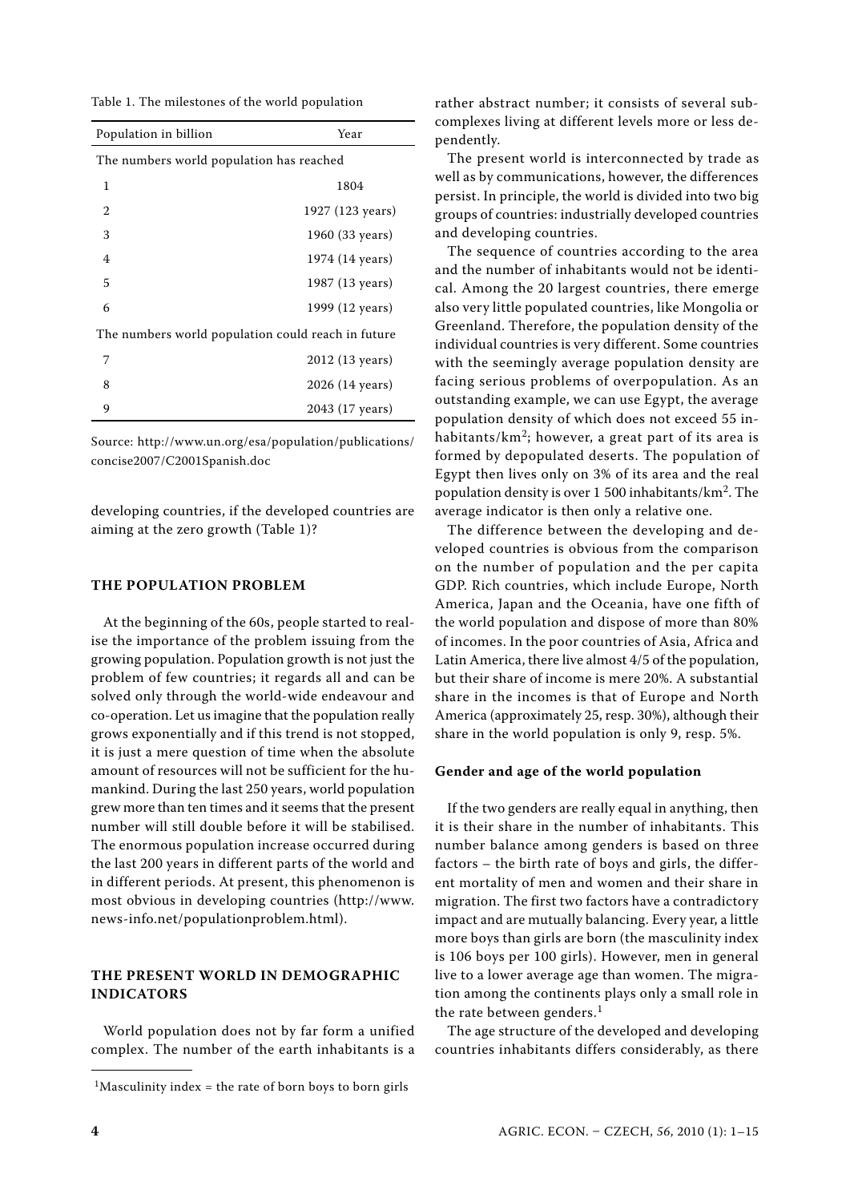Table 1. The milestones of the world population

| Population in billion | Year |
|---|---|
| The numbers world population has reached | |
| 1 | 1804 |
| 2 | 1927 (123 years) |
| 3 | 1960 (33 years) |
| 4 | 1974 (14 years) |
| 5 | 1987 (13 years) |
| 6 | 1999 (12 years) |
| The numbers world population could reach in future | |
| 7 | 2012 (13 years) |
| 8 | 2026 (14 years) |
| 9 | 2043 (17 years) |

Source: http://www.un.org/esa/population/publications/concise2007/C2001Spanish.doc

developing countries, if the developed countries are aiming at the zero growth (Table 1)?

## THE POPULATION PROBLEM

At the beginning of the 60s, people started to realise the importance of the problem issuing from the growing population. Population growth is not just the problem of few countries; it regards all and can be solved only through the world-wide endeavour and co-operation. Let us imagine that the population really grows exponentially and if this trend is not stopped, it is just a mere question of time when the absolute amount of resources will not be sufficient for the humankind. During the last 250 years, world population grew more than ten times and it seems that the present number will still double before it will be stabilised. The enormous population increase occurred during the last 200 years in different parts of the world and in different periods. At present, this phenomenon is most obvious in developing countries (http://www.news-info.net/populationproblem.html).

## THE PRESENT WORLD IN DEMOGRAPHIC INDICATORS

World population does not by far form a unified complex. The number of the earth inhabitants is a rather abstract number; it consists of several sub-complexes living at different levels more or less dependently.

The present world is interconnected by trade as well as by communications, however, the differences persist. In principle, the world is divided into two big groups of countries: industrially developed countries and developing countries.

The sequence of countries according to the area and the number of inhabitants would not be identical. Among the 20 largest countries, there emerge also very little populated countries, like Mongolia or Greenland. Therefore, the population density of the individual countries is very different. Some countries with the seemingly average population density are facing serious problems of overpopulation. As an outstanding example, we can use Egypt, the average population density of which does not exceed 55 inhabitants/km$^2$; however, a great part of its area is formed by depopulated deserts. The population of Egypt then lives only on 3% of its area and the real population density is over 1 500 inhabitants/km$^2$. The average indicator is then only a relative one.

The difference between the developing and developed countries is obvious from the comparison on the number of population and the per capita GDP. Rich countries, which include Europe, North America, Japan and the Oceania, have one fifth of the world population and dispose of more than 80% of incomes. In the poor countries of Asia, Africa and Latin America, there live almost 4/5 of the population, but their share of income is mere 20%. A substantial share in the incomes is that of Europe and North America (approximately 25, resp. 30%), although their share in the world population is only 9, resp. 5%.

### Gender and age of the world population

If the two genders are really equal in anything, then it is their share in the number of inhabitants. This number balance among genders is based on three factors – the birth rate of boys and girls, the different mortality of men and women and their share in migration. The first two factors have a contradictory impact and are mutually balancing. Every year, a little more boys than girls are born (the masculinity index is 106 boys per 100 girls). However, men in general live to a lower average age than women. The migration among the continents plays only a small role in the rate between genders.[1]

The age structure of the developed and developing countries inhabitants differs considerably, as there

[1]Masculinity index = the rate of born boys to born girls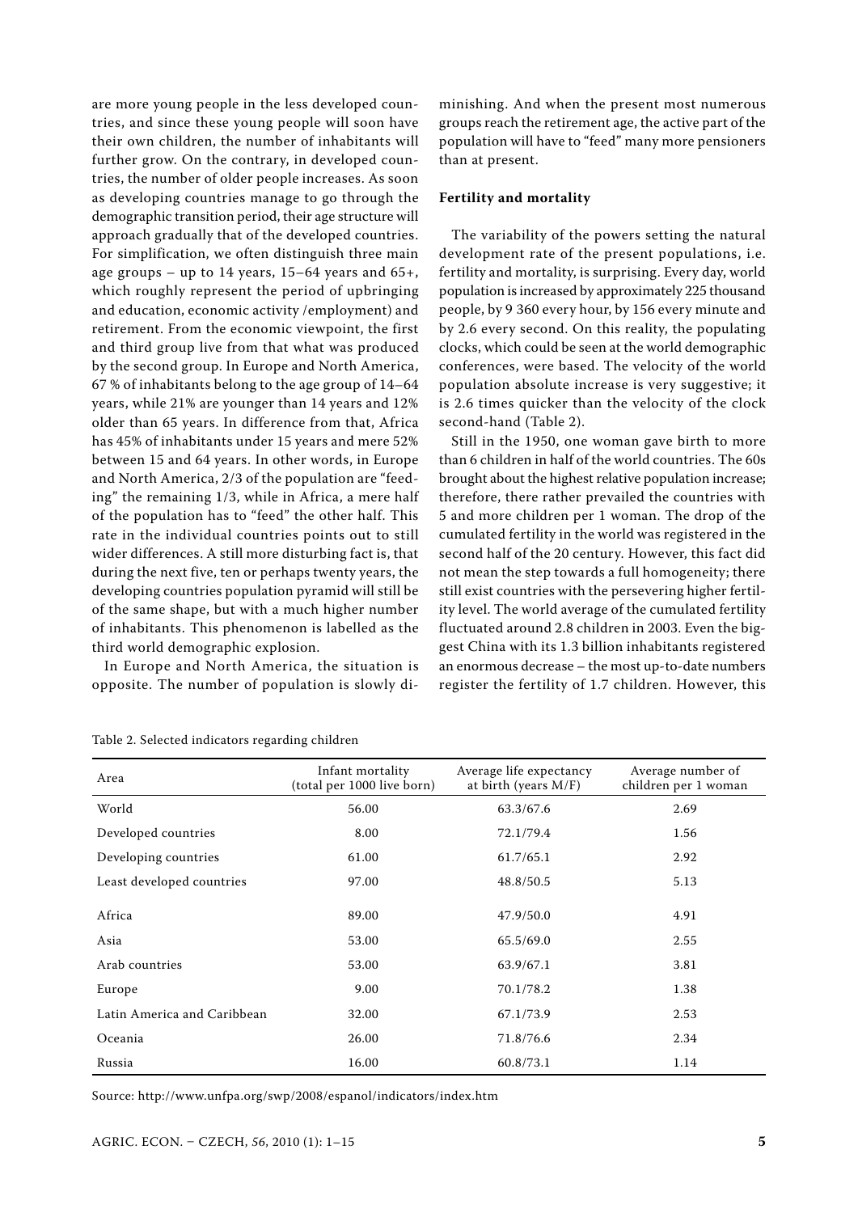are more young people in the less developed countries, and since these young people will soon have their own children, the number of inhabitants will further grow. On the contrary, in developed countries, the number of older people increases. As soon as developing countries manage to go through the demographic transition period, their age structure will approach gradually that of the developed countries. For simplification, we often distinguish three main age groups – up to 14 years, 15–64 years and 65+, which roughly represent the period of upbringing and education, economic activity /employment) and retirement. From the economic viewpoint, the first and third group live from that what was produced by the second group. In Europe and North America, 67 % of inhabitants belong to the age group of 14–64 years, while 21% are younger than 14 years and 12% older than 65 years. In difference from that, Africa has 45% of inhabitants under 15 years and mere 52% between 15 and 64 years. In other words, in Europe and North America, 2/3 of the population are "feeding" the remaining 1/3, while in Africa, a mere half of the population has to "feed" the other half. This rate in the individual countries points out to still wider differences. A still more disturbing fact is, that during the next five, ten or perhaps twenty years, the developing countries population pyramid will still be of the same shape, but with a much higher number of inhabitants. This phenomenon is labelled as the third world demographic explosion.

In Europe and North America, the situation is opposite. The number of population is slowly diminishing. And when the present most numerous groups reach the retirement age, the active part of the population will have to "feed" many more pensioners than at present.

**Fertility and mortality**

The variability of the powers setting the natural development rate of the present populations, i.e. fertility and mortality, is surprising. Every day, world population is increased by approximately 225 thousand people, by 9 360 every hour, by 156 every minute and by 2.6 every second. On this reality, the populating clocks, which could be seen at the world demographic conferences, were based. The velocity of the world population absolute increase is very suggestive; it is 2.6 times quicker than the velocity of the clock second-hand (Table 2).

Still in the 1950, one woman gave birth to more than 6 children in half of the world countries. The 60s brought about the highest relative population increase; therefore, there rather prevailed the countries with 5 and more children per 1 woman. The drop of the cumulated fertility in the world was registered in the second half of the 20 century. However, this fact did not mean the step towards a full homogeneity; there still exist countries with the persevering higher fertility level. The world average of the cumulated fertility fluctuated around 2.8 children in 2003. Even the biggest China with its 1.3 billion inhabitants registered an enormous decrease – the most up-to-date numbers register the fertility of 1.7 children. However, this

Table 2. Selected indicators regarding children

| Area | Infant mortality (total per 1000 live born) | Average life expectancy at birth (years M/F) | Average number of children per 1 woman |
|---|---|---|---|
| World | 56.00 | 63.3/67.6 | 2.69 |
| Developed countries | 8.00 | 72.1/79.4 | 1.56 |
| Developing countries | 61.00 | 61.7/65.1 | 2.92 |
| Least developed countries | 97.00 | 48.8/50.5 | 5.13 |
| Africa | 89.00 | 47.9/50.0 | 4.91 |
| Asia | 53.00 | 65.5/69.0 | 2.55 |
| Arab countries | 53.00 | 63.9/67.1 | 3.81 |
| Europe | 9.00 | 70.1/78.2 | 1.38 |
| Latin America and Caribbean | 32.00 | 67.1/73.9 | 2.53 |
| Oceania | 26.00 | 71.8/76.6 | 2.34 |
| Russia | 16.00 | 60.8/73.1 | 1.14 |

Source: http://www.unfpa.org/swp/2008/espanol/indicators/index.htm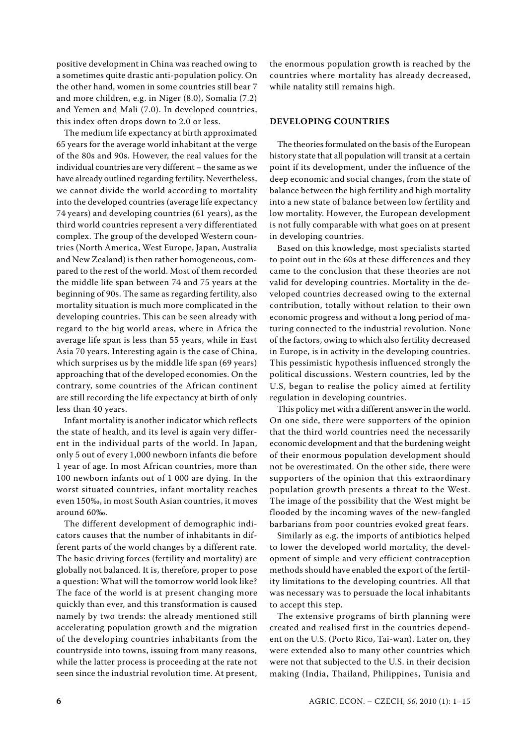positive development in China was reached owing to a sometimes quite drastic anti-population policy. On the other hand, women in some countries still bear 7 and more children, e.g. in Niger (8.0), Somalia (7.2) and Yemen and Mali (7.0). In developed countries, this index often drops down to 2.0 or less.

The medium life expectancy at birth approximated 65 years for the average world inhabitant at the verge of the 80s and 90s. However, the real values for the individual countries are very different – the same as we have already outlined regarding fertility. Nevertheless, we cannot divide the world according to mortality into the developed countries (average life expectancy 74 years) and developing countries (61 years), as the third world countries represent a very differentiated complex. The group of the developed Western countries (North America, West Europe, Japan, Australia and New Zealand) is then rather homogeneous, compared to the rest of the world. Most of them recorded the middle life span between 74 and 75 years at the beginning of 90s. The same as regarding fertility, also mortality situation is much more complicated in the developing countries. This can be seen already with regard to the big world areas, where in Africa the average life span is less than 55 years, while in East Asia 70 years. Interesting again is the case of China, which surprises us by the middle life span (69 years) approaching that of the developed economies. On the contrary, some countries of the African continent are still recording the life expectancy at birth of only less than 40 years.

Infant mortality is another indicator which reflects the state of health, and its level is again very different in the individual parts of the world. In Japan, only 5 out of every 1,000 newborn infants die before 1 year of age. In most African countries, more than 100 newborn infants out of 1 000 are dying. In the worst situated countries, infant mortality reaches even 150‰, in most South Asian countries, it moves around 60‰.

The different development of demographic indicators causes that the number of inhabitants in different parts of the world changes by a different rate. The basic driving forces (fertility and mortality) are globally not balanced. It is, therefore, proper to pose a question: What will the tomorrow world look like? The face of the world is at present changing more quickly than ever, and this transformation is caused namely by two trends: the already mentioned still accelerating population growth and the migration of the developing countries inhabitants from the countryside into towns, issuing from many reasons, while the latter process is proceeding at the rate not seen since the industrial revolution time. At present, the enormous population growth is reached by the countries where mortality has already decreased, while natality still remains high.

## DEVELOPING COUNTRIES

The theories formulated on the basis of the European history state that all population will transit at a certain point if its development, under the influence of the deep economic and social changes, from the state of balance between the high fertility and high mortality into a new state of balance between low fertility and low mortality. However, the European development is not fully comparable with what goes on at present in developing countries.

Based on this knowledge, most specialists started to point out in the 60s at these differences and they came to the conclusion that these theories are not valid for developing countries. Mortality in the developed countries decreased owing to the external contribution, totally without relation to their own economic progress and without a long period of maturing connected to the industrial revolution. None of the factors, owing to which also fertility decreased in Europe, is in activity in the developing countries. This pessimistic hypothesis influenced strongly the political discussions. Western countries, led by the U.S, began to realise the policy aimed at fertility regulation in developing countries.

This policy met with a different answer in the world. On one side, there were supporters of the opinion that the third world countries need the necessarily economic development and that the burdening weight of their enormous population development should not be overestimated. On the other side, there were supporters of the opinion that this extraordinary population growth presents a threat to the West. The image of the possibility that the West might be flooded by the incoming waves of the new-fangled barbarians from poor countries evoked great fears.

Similarly as e.g. the imports of antibiotics helped to lower the developed world mortality, the development of simple and very efficient contraception methods should have enabled the export of the fertility limitations to the developing countries. All that was necessary was to persuade the local inhabitants to accept this step.

The extensive programs of birth planning were created and realised first in the countries dependent on the U.S. (Porto Rico, Tai-wan). Later on, they were extended also to many other countries which were not that subjected to the U.S. in their decision making (India, Thailand, Philippines, Tunisia and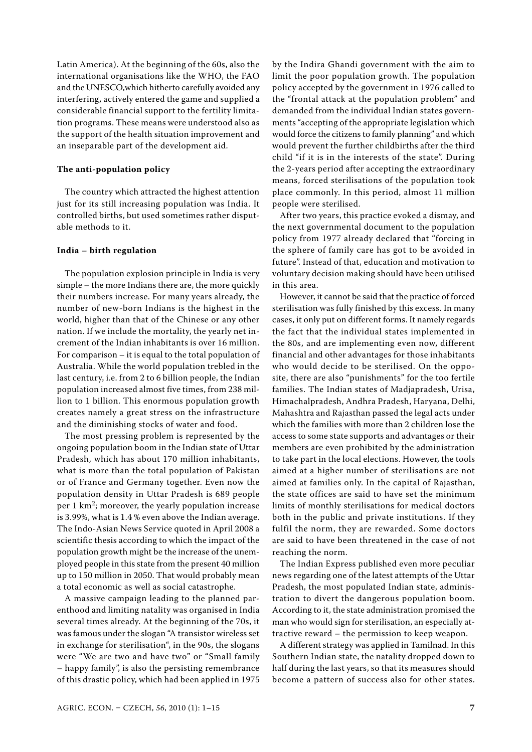Latin America). At the beginning of the 60s, also the international organisations like the WHO, the FAO and the UNESCO,which hitherto carefully avoided any interfering, actively entered the game and supplied a considerable financial support to the fertility limitation programs. These means were understood also as the support of the health situation improvement and an inseparable part of the development aid.

**The anti-population policy**

The country which attracted the highest attention just for its still increasing population was India. It controlled births, but used sometimes rather disputable methods to it.

**India – birth regulation**

The population explosion principle in India is very simple – the more Indians there are, the more quickly their numbers increase. For many years already, the number of new-born Indians is the highest in the world, higher than that of the Chinese or any other nation. If we include the mortality, the yearly net increment of the Indian inhabitants is over 16 million. For comparison – it is equal to the total population of Australia. While the world population trebled in the last century, i.e. from 2 to 6 billion people, the Indian population increased almost five times, from 238 million to 1 billion. This enormous population growth creates namely a great stress on the infrastructure and the diminishing stocks of water and food.

The most pressing problem is represented by the ongoing population boom in the Indian state of Uttar Pradesh, which has about 170 million inhabitants, what is more than the total population of Pakistan or of France and Germany together. Even now the population density in Uttar Pradesh is 689 people per 1 km$^2$; moreover, the yearly population increase is 3.99%, what is 1.4 % even above the Indian average. The Indo-Asian News Service quoted in April 2008 a scientific thesis according to which the impact of the population growth might be the increase of the unemployed people in this state from the present 40 million up to 150 million in 2050. That would probably mean a total economic as well as social catastrophe.

A massive campaign leading to the planned parenthood and limiting natality was organised in India several times already. At the beginning of the 70s, it was famous under the slogan "A transistor wireless set in exchange for sterilisation", in the 90s, the slogans were "We are two and have two" or "Small family – happy family", is also the persisting remembrance of this drastic policy, which had been applied in 1975 by the Indira Ghandi government with the aim to limit the poor population growth. The population policy accepted by the government in 1976 called to the "frontal attack at the population problem" and demanded from the individual Indian states governments "accepting of the appropriate legislation which would force the citizens to family planning" and which would prevent the further childbirths after the third child "if it is in the interests of the state". During the 2-years period after accepting the extraordinary means, forced sterilisations of the population took place commonly. In this period, almost 11 million people were sterilised.

After two years, this practice evoked a dismay, and the next governmental document to the population policy from 1977 already declared that "forcing in the sphere of family care has got to be avoided in future". Instead of that, education and motivation to voluntary decision making should have been utilised in this area.

However, it cannot be said that the practice of forced sterilisation was fully finished by this excess. In many cases, it only put on different forms. It namely regards the fact that the individual states implemented in the 80s, and are implementing even now, different financial and other advantages for those inhabitants who would decide to be sterilised. On the opposite, there are also "punishments" for the too fertile families. The Indian states of Madjapradesh, Urisa, Himachalpradesh, Andhra Pradesh, Haryana, Delhi, Mahashtra and Rajasthan passed the legal acts under which the families with more than 2 children lose the access to some state supports and advantages or their members are even prohibited by the administration to take part in the local elections. However, the tools aimed at a higher number of sterilisations are not aimed at families only. In the capital of Rajasthan, the state offices are said to have set the minimum limits of monthly sterilisations for medical doctors both in the public and private institutions. If they fulfil the norm, they are rewarded. Some doctors are said to have been threatened in the case of not reaching the norm.

The Indian Express published even more peculiar news regarding one of the latest attempts of the Uttar Pradesh, the most populated Indian state, administration to divert the dangerous population boom. According to it, the state administration promised the man who would sign for sterilisation, an especially attractive reward – the permission to keep weapon.

A different strategy was applied in Tamilnad. In this Southern Indian state, the natality dropped down to half during the last years, so that its measures should become a pattern of success also for other states.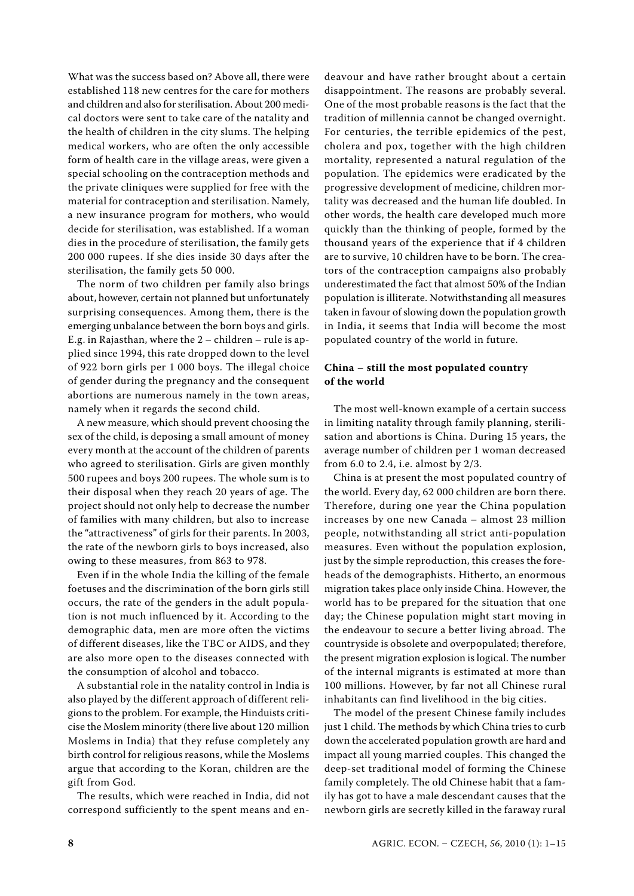What was the success based on? Above all, there were established 118 new centres for the care for mothers and children and also for sterilisation. About 200 medical doctors were sent to take care of the natality and the health of children in the city slums. The helping medical workers, who are often the only accessible form of health care in the village areas, were given a special schooling on the contraception methods and the private cliniques were supplied for free with the material for contraception and sterilisation. Namely, a new insurance program for mothers, who would decide for sterilisation, was established. If a woman dies in the procedure of sterilisation, the family gets 200 000 rupees. If she dies inside 30 days after the sterilisation, the family gets 50 000.

The norm of two children per family also brings about, however, certain not planned but unfortunately surprising consequences. Among them, there is the emerging unbalance between the born boys and girls. E.g. in Rajasthan, where the 2 – children – rule is applied since 1994, this rate dropped down to the level of 922 born girls per 1 000 boys. The illegal choice of gender during the pregnancy and the consequent abortions are numerous namely in the town areas, namely when it regards the second child.

A new measure, which should prevent choosing the sex of the child, is deposing a small amount of money every month at the account of the children of parents who agreed to sterilisation. Girls are given monthly 500 rupees and boys 200 rupees. The whole sum is to their disposal when they reach 20 years of age. The project should not only help to decrease the number of families with many children, but also to increase the "attractiveness" of girls for their parents. In 2003, the rate of the newborn girls to boys increased, also owing to these measures, from 863 to 978.

Even if in the whole India the killing of the female foetuses and the discrimination of the born girls still occurs, the rate of the genders in the adult population is not much influenced by it. According to the demographic data, men are more often the victims of different diseases, like the TBC or AIDS, and they are also more open to the diseases connected with the consumption of alcohol and tobacco.

A substantial role in the natality control in India is also played by the different approach of different religions to the problem. For example, the Hinduists criticise the Moslem minority (there live about 120 million Moslems in India) that they refuse completely any birth control for religious reasons, while the Moslems argue that according to the Koran, children are the gift from God.

The results, which were reached in India, did not correspond sufficiently to the spent means and endeavour and have rather brought about a certain disappointment. The reasons are probably several. One of the most probable reasons is the fact that the tradition of millennia cannot be changed overnight. For centuries, the terrible epidemics of the pest, cholera and pox, together with the high children mortality, represented a natural regulation of the population. The epidemics were eradicated by the progressive development of medicine, children mortality was decreased and the human life doubled. In other words, the health care developed much more quickly than the thinking of people, formed by the thousand years of the experience that if 4 children are to survive, 10 children have to be born. The creators of the contraception campaigns also probably underestimated the fact that almost 50% of the Indian population is illiterate. Notwithstanding all measures taken in favour of slowing down the population growth in India, it seems that India will become the most populated country of the world in future.

### China – still the most populated country of the world

The most well-known example of a certain success in limiting natality through family planning, sterilisation and abortions is China. During 15 years, the average number of children per 1 woman decreased from 6.0 to 2.4, i.e. almost by 2/3.

China is at present the most populated country of the world. Every day, 62 000 children are born there. Therefore, during one year the China population increases by one new Canada – almost 23 million people, notwithstanding all strict anti-population measures. Even without the population explosion, just by the simple reproduction, this creases the foreheads of the demographists. Hitherto, an enormous migration takes place only inside China. However, the world has to be prepared for the situation that one day; the Chinese population might start moving in the endeavour to secure a better living abroad. The countryside is obsolete and overpopulated; therefore, the present migration explosion is logical. The number of the internal migrants is estimated at more than 100 millions. However, by far not all Chinese rural inhabitants can find livelihood in the big cities.

The model of the present Chinese family includes just 1 child. The methods by which China tries to curb down the accelerated population growth are hard and impact all young married couples. This changed the deep-set traditional model of forming the Chinese family completely. The old Chinese habit that a family has got to have a male descendant causes that the newborn girls are secretly killed in the faraway rural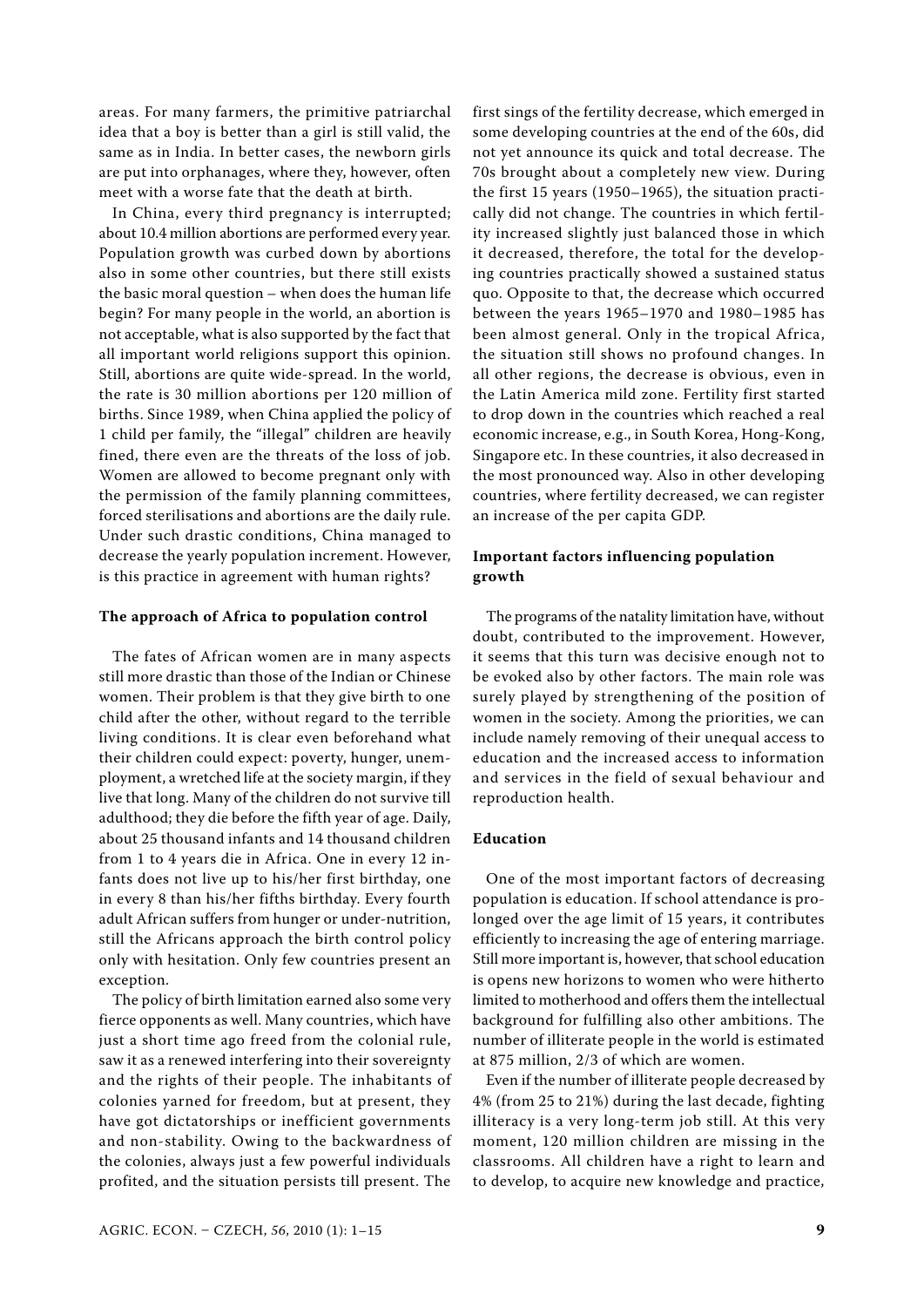areas. For many farmers, the primitive patriarchal idea that a boy is better than a girl is still valid, the same as in India. In better cases, the newborn girls are put into orphanages, where they, however, often meet with a worse fate that the death at birth.

In China, every third pregnancy is interrupted; about 10.4 million abortions are performed every year. Population growth was curbed down by abortions also in some other countries, but there still exists the basic moral question – when does the human life begin? For many people in the world, an abortion is not acceptable, what is also supported by the fact that all important world religions support this opinion. Still, abortions are quite wide-spread. In the world, the rate is 30 million abortions per 120 million of births. Since 1989, when China applied the policy of 1 child per family, the "illegal" children are heavily fined, there even are the threats of the loss of job. Women are allowed to become pregnant only with the permission of the family planning committees, forced sterilisations and abortions are the daily rule. Under such drastic conditions, China managed to decrease the yearly population increment. However, is this practice in agreement with human rights?

### The approach of Africa to population control

The fates of African women are in many aspects still more drastic than those of the Indian or Chinese women. Their problem is that they give birth to one child after the other, without regard to the terrible living conditions. It is clear even beforehand what their children could expect: poverty, hunger, unemployment, a wretched life at the society margin, if they live that long. Many of the children do not survive till adulthood; they die before the fifth year of age. Daily, about 25 thousand infants and 14 thousand children from 1 to 4 years die in Africa. One in every 12 infants does not live up to his/her first birthday, one in every 8 than his/her fifths birthday. Every fourth adult African suffers from hunger or under-nutrition, still the Africans approach the birth control policy only with hesitation. Only few countries present an exception.

The policy of birth limitation earned also some very fierce opponents as well. Many countries, which have just a short time ago freed from the colonial rule, saw it as a renewed interfering into their sovereignty and the rights of their people. The inhabitants of colonies yarned for freedom, but at present, they have got dictatorships or inefficient governments and non-stability. Owing to the backwardness of the colonies, always just a few powerful individuals profited, and the situation persists till present. The first sings of the fertility decrease, which emerged in some developing countries at the end of the 60s, did not yet announce its quick and total decrease. The 70s brought about a completely new view. During the first 15 years (1950–1965), the situation practically did not change. The countries in which fertility increased slightly just balanced those in which it decreased, therefore, the total for the developing countries practically showed a sustained status quo. Opposite to that, the decrease which occurred between the years 1965–1970 and 1980–1985 has been almost general. Only in the tropical Africa, the situation still shows no profound changes. In all other regions, the decrease is obvious, even in the Latin America mild zone. Fertility first started to drop down in the countries which reached a real economic increase, e.g., in South Korea, Hong-Kong, Singapore etc. In these countries, it also decreased in the most pronounced way. Also in other developing countries, where fertility decreased, we can register an increase of the per capita GDP.

### Important factors influencing population growth

The programs of the natality limitation have, without doubt, contributed to the improvement. However, it seems that this turn was decisive enough not to be evoked also by other factors. The main role was surely played by strengthening of the position of women in the society. Among the priorities, we can include namely removing of their unequal access to education and the increased access to information and services in the field of sexual behaviour and reproduction health.

### Education

One of the most important factors of decreasing population is education. If school attendance is prolonged over the age limit of 15 years, it contributes efficiently to increasing the age of entering marriage. Still more important is, however, that school education is opens new horizons to women who were hitherto limited to motherhood and offers them the intellectual background for fulfilling also other ambitions. The number of illiterate people in the world is estimated at 875 million, 2/3 of which are women.

Even if the number of illiterate people decreased by 4% (from 25 to 21%) during the last decade, fighting illiteracy is a very long-term job still. At this very moment, 120 million children are missing in the classrooms. All children have a right to learn and to develop, to acquire new knowledge and practice,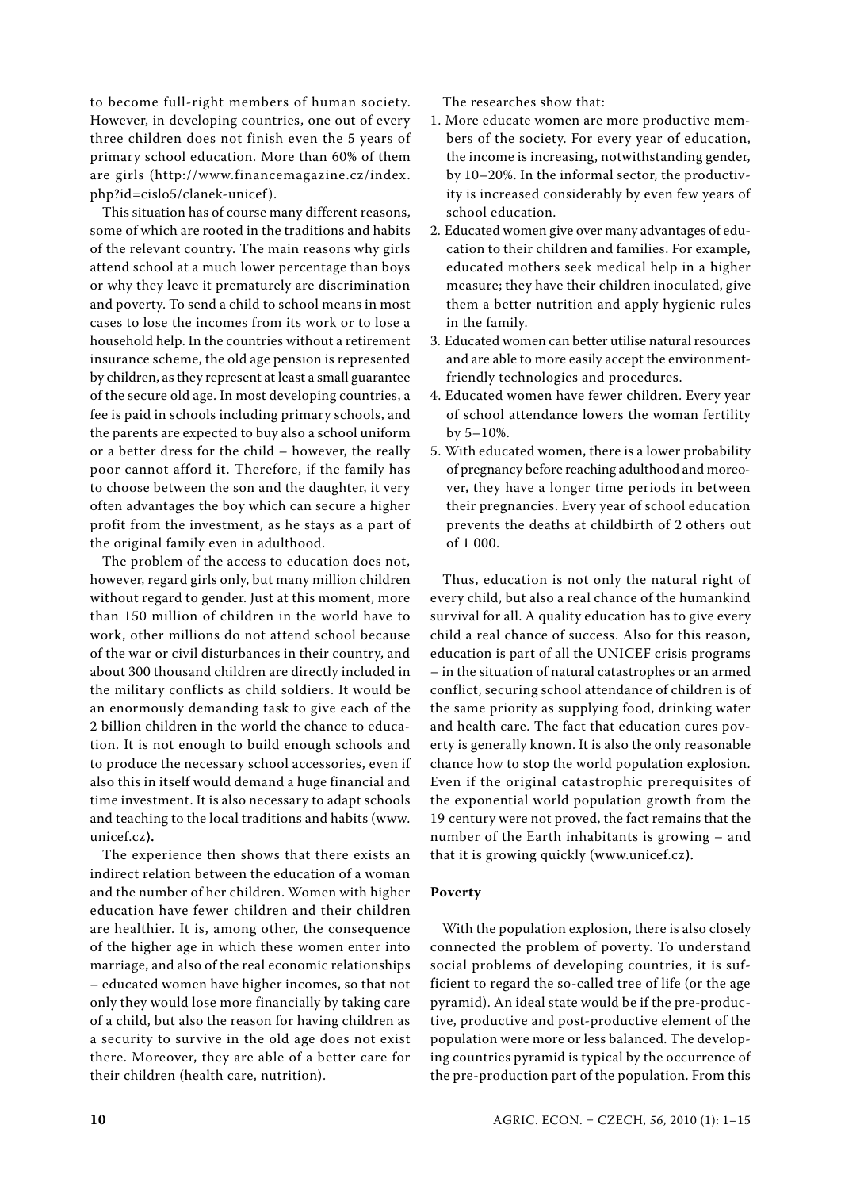to become full-right members of human society. However, in developing countries, one out of every three children does not finish even the 5 years of primary school education. More than 60% of them are girls (http://www.financemagazine.cz/index.php?id=cislo5/clanek-unicef).

This situation has of course many different reasons, some of which are rooted in the traditions and habits of the relevant country. The main reasons why girls attend school at a much lower percentage than boys or why they leave it prematurely are discrimination and poverty. To send a child to school means in most cases to lose the incomes from its work or to lose a household help. In the countries without a retirement insurance scheme, the old age pension is represented by children, as they represent at least a small guarantee of the secure old age. In most developing countries, a fee is paid in schools including primary schools, and the parents are expected to buy also a school uniform or a better dress for the child – however, the really poor cannot afford it. Therefore, if the family has to choose between the son and the daughter, it very often advantages the boy which can secure a higher profit from the investment, as he stays as a part of the original family even in adulthood.

The problem of the access to education does not, however, regard girls only, but many million children without regard to gender. Just at this moment, more than 150 million of children in the world have to work, other millions do not attend school because of the war or civil disturbances in their country, and about 300 thousand children are directly included in the military conflicts as child soldiers. It would be an enormously demanding task to give each of the 2 billion children in the world the chance to education. It is not enough to build enough schools and to produce the necessary school accessories, even if also this in itself would demand a huge financial and time investment. It is also necessary to adapt schools and teaching to the local traditions and habits (www.unicef.cz).

The experience then shows that there exists an indirect relation between the education of a woman and the number of her children. Women with higher education have fewer children and their children are healthier. It is, among other, the consequence of the higher age in which these women enter into marriage, and also of the real economic relationships – educated women have higher incomes, so that not only they would lose more financially by taking care of a child, but also the reason for having children as a security to survive in the old age does not exist there. Moreover, they are able of a better care for their children (health care, nutrition).

The researches show that:

1. More educate women are more productive members of the society. For every year of education, the income is increasing, notwithstanding gender, by 10–20%. In the informal sector, the productivity is increased considerably by even few years of school education.
2. Educated women give over many advantages of education to their children and families. For example, educated mothers seek medical help in a higher measure; they have their children inoculated, give them a better nutrition and apply hygienic rules in the family.
3. Educated women can better utilise natural resources and are able to more easily accept the environment-friendly technologies and procedures.
4. Educated women have fewer children. Every year of school attendance lowers the woman fertility by 5–10%.
5. With educated women, there is a lower probability of pregnancy before reaching adulthood and moreover, they have a longer time periods in between their pregnancies. Every year of school education prevents the deaths at childbirth of 2 others out of 1 000.

Thus, education is not only the natural right of every child, but also a real chance of the humankind survival for all. A quality education has to give every child a real chance of success. Also for this reason, education is part of all the UNICEF crisis programs – in the situation of natural catastrophes or an armed conflict, securing school attendance of children is of the same priority as supplying food, drinking water and health care. The fact that education cures poverty is generally known. It is also the only reasonable chance how to stop the world population explosion. Even if the original catastrophic prerequisites of the exponential world population growth from the 19 century were not proved, the fact remains that the number of the Earth inhabitants is growing – and that it is growing quickly (www.unicef.cz).

**Poverty**

With the population explosion, there is also closely connected the problem of poverty. To understand social problems of developing countries, it is sufficient to regard the so-called tree of life (or the age pyramid). An ideal state would be if the pre-productive, productive and post-productive element of the population were more or less balanced. The developing countries pyramid is typical by the occurrence of the pre-production part of the population. From this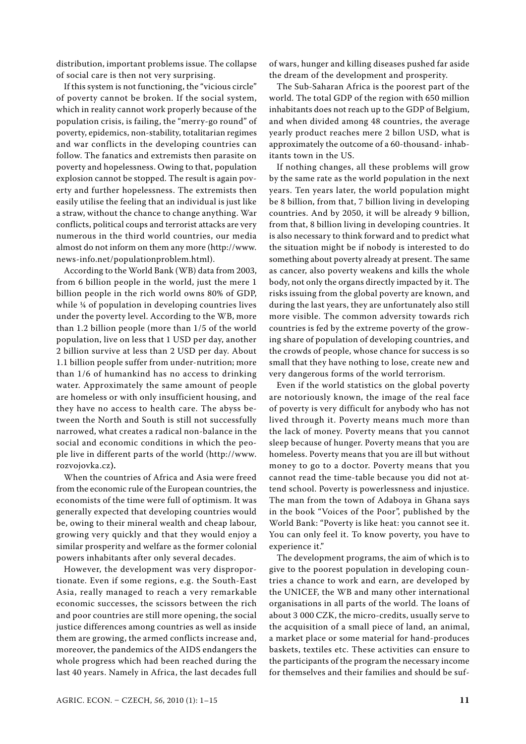distribution, important problems issue. The collapse of social care is then not very surprising.

If this system is not functioning, the "vicious circle" of poverty cannot be broken. If the social system, which in reality cannot work properly because of the population crisis, is failing, the "merry-go round" of poverty, epidemics, non-stability, totalitarian regimes and war conflicts in the developing countries can follow. The fanatics and extremists then parasite on poverty and hopelessness. Owing to that, population explosion cannot be stopped. The result is again poverty and further hopelessness. The extremists then easily utilise the feeling that an individual is just like a straw, without the chance to change anything. War conflicts, political coups and terrorist attacks are very numerous in the third world countries, our media almost do not inform on them any more (http://www.news-info.net/populationproblem.html).

According to the World Bank (WB) data from 2003, from 6 billion people in the world, just the mere 1 billion people in the rich world owns 80% of GDP, while ¼ of population in developing countries lives under the poverty level. According to the WB, more than 1.2 billion people (more than 1/5 of the world population, live on less that 1 USD per day, another 2 billion survive at less than 2 USD per day. About 1.1 billion people suffer from under-nutrition; more than 1/6 of humankind has no access to drinking water. Approximately the same amount of people are homeless or with only insufficient housing, and they have no access to health care. The abyss between the North and South is still not successfully narrowed, what creates a radical non-balance in the social and economic conditions in which the people live in different parts of the world (http://www.rozvojovka.cz).

When the countries of Africa and Asia were freed from the economic rule of the European countries, the economists of the time were full of optimism. It was generally expected that developing countries would be, owing to their mineral wealth and cheap labour, growing very quickly and that they would enjoy a similar prosperity and welfare as the former colonial powers inhabitants after only several decades.

However, the development was very disproportionate. Even if some regions, e.g. the South-East Asia, really managed to reach a very remarkable economic successes, the scissors between the rich and poor countries are still more opening, the social justice differences among countries as well as inside them are growing, the armed conflicts increase and, moreover, the pandemics of the AIDS endangers the whole progress which had been reached during the last 40 years. Namely in Africa, the last decades full of wars, hunger and killing diseases pushed far aside the dream of the development and prosperity.

The Sub-Saharan Africa is the poorest part of the world. The total GDP of the region with 650 million inhabitants does not reach up to the GDP of Belgium, and when divided among 48 countries, the average yearly product reaches mere 2 billon USD, what is approximately the outcome of a 60-thousand- inhabitants town in the US.

If nothing changes, all these problems will grow by the same rate as the world population in the next years. Ten years later, the world population might be 8 billion, from that, 7 billion living in developing countries. And by 2050, it will be already 9 billion, from that, 8 billion living in developing countries. It is also necessary to think forward and to predict what the situation might be if nobody is interested to do something about poverty already at present. The same as cancer, also poverty weakens and kills the whole body, not only the organs directly impacted by it. The risks issuing from the global poverty are known, and during the last years, they are unfortunately also still more visible. The common adversity towards rich countries is fed by the extreme poverty of the growing share of population of developing countries, and the crowds of people, whose chance for success is so small that they have nothing to lose, create new and very dangerous forms of the world terrorism.

Even if the world statistics on the global poverty are notoriously known, the image of the real face of poverty is very difficult for anybody who has not lived through it. Poverty means much more than the lack of money. Poverty means that you cannot sleep because of hunger. Poverty means that you are homeless. Poverty means that you are ill but without money to go to a doctor. Poverty means that you cannot read the time-table because you did not attend school. Poverty is powerlessness and injustice. The man from the town of Adaboya in Ghana says in the book "Voices of the Poor", published by the World Bank: "Poverty is like heat: you cannot see it. You can only feel it. To know poverty, you have to experience it."

The development programs, the aim of which is to give to the poorest population in developing countries a chance to work and earn, are developed by the UNICEF, the WB and many other international organisations in all parts of the world. The loans of about 3 000 CZK, the micro-credits, usually serve to the acquisition of a small piece of land, an animal, a market place or some material for hand-produces baskets, textiles etc. These activities can ensure to the participants of the program the necessary income for themselves and their families and should be suf-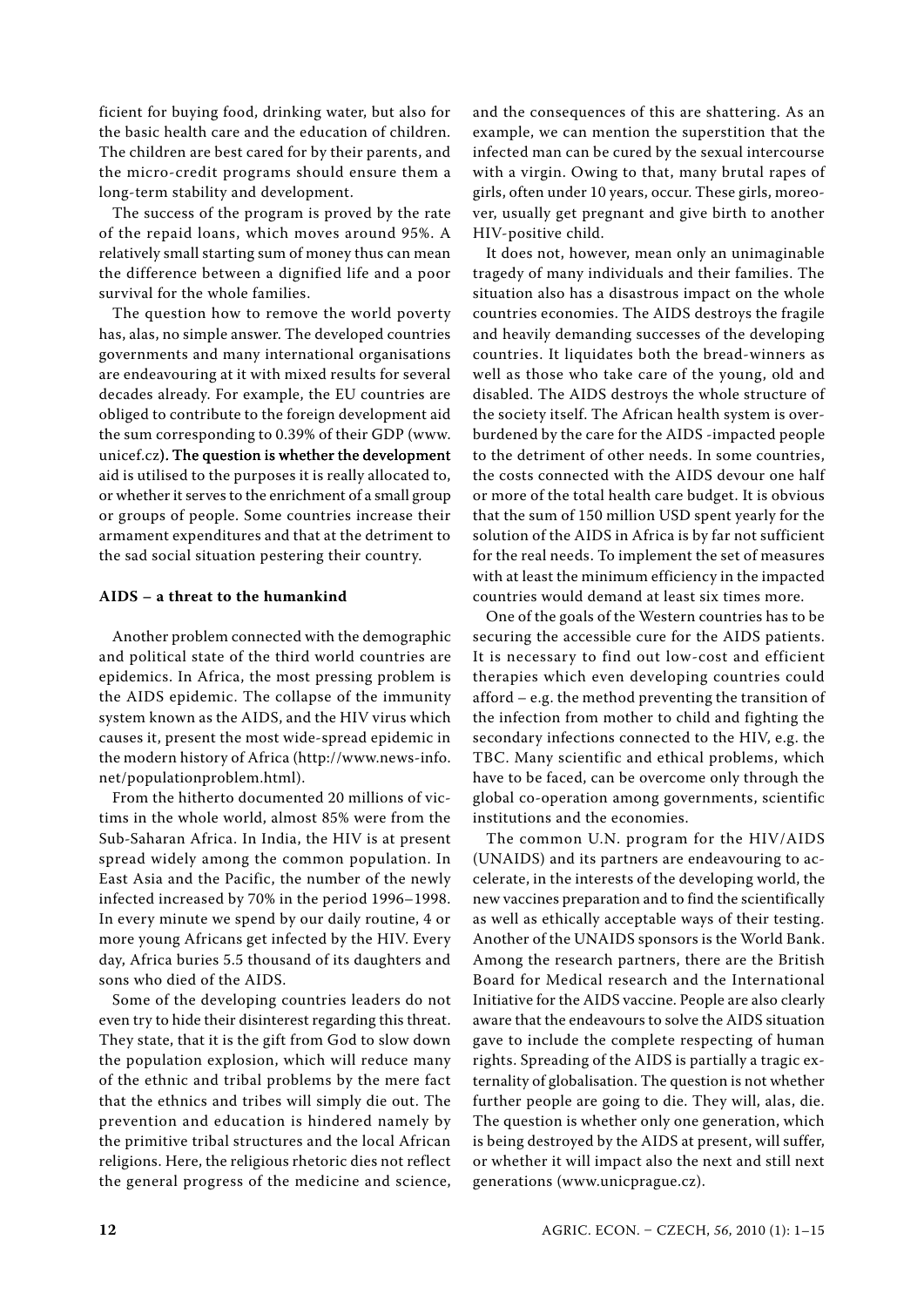ficient for buying food, drinking water, but also for the basic health care and the education of children. The children are best cared for by their parents, and the micro-credit programs should ensure them a long-term stability and development.

The success of the program is proved by the rate of the repaid loans, which moves around 95%. A relatively small starting sum of money thus can mean the difference between a dignified life and a poor survival for the whole families.

The question how to remove the world poverty has, alas, no simple answer. The developed countries governments and many international organisations are endeavouring at it with mixed results for several decades already. For example, the EU countries are obliged to contribute to the foreign development aid the sum corresponding to 0.39% of their GDP (www.unicef.cz). The question is whether the development aid is utilised to the purposes it is really allocated to, or whether it serves to the enrichment of a small group or groups of people. Some countries increase their armament expenditures and that at the detriment to the sad social situation pestering their country.

**AIDS – a threat to the humankind**

Another problem connected with the demographic and political state of the third world countries are epidemics. In Africa, the most pressing problem is the AIDS epidemic. The collapse of the immunity system known as the AIDS, and the HIV virus which causes it, present the most wide-spread epidemic in the modern history of Africa (http://www.news-info.net/populationproblem.html).

From the hitherto documented 20 millions of victims in the whole world, almost 85% were from the Sub-Saharan Africa. In India, the HIV is at present spread widely among the common population. In East Asia and the Pacific, the number of the newly infected increased by 70% in the period 1996–1998. In every minute we spend by our daily routine, 4 or more young Africans get infected by the HIV. Every day, Africa buries 5.5 thousand of its daughters and sons who died of the AIDS.

Some of the developing countries leaders do not even try to hide their disinterest regarding this threat. They state, that it is the gift from God to slow down the population explosion, which will reduce many of the ethnic and tribal problems by the mere fact that the ethnics and tribes will simply die out. The prevention and education is hindered namely by the primitive tribal structures and the local African religions. Here, the religious rhetoric dies not reflect the general progress of the medicine and science, and the consequences of this are shattering. As an example, we can mention the superstition that the infected man can be cured by the sexual intercourse with a virgin. Owing to that, many brutal rapes of girls, often under 10 years, occur. These girls, moreover, usually get pregnant and give birth to another HIV-positive child.

It does not, however, mean only an unimaginable tragedy of many individuals and their families. The situation also has a disastrous impact on the whole countries economies. The AIDS destroys the fragile and heavily demanding successes of the developing countries. It liquidates both the bread-winners as well as those who take care of the young, old and disabled. The AIDS destroys the whole structure of the society itself. The African health system is overburdened by the care for the AIDS -impacted people to the detriment of other needs. In some countries, the costs connected with the AIDS devour one half or more of the total health care budget. It is obvious that the sum of 150 million USD spent yearly for the solution of the AIDS in Africa is by far not sufficient for the real needs. To implement the set of measures with at least the minimum efficiency in the impacted countries would demand at least six times more.

One of the goals of the Western countries has to be securing the accessible cure for the AIDS patients. It is necessary to find out low-cost and efficient therapies which even developing countries could afford – e.g. the method preventing the transition of the infection from mother to child and fighting the secondary infections connected to the HIV, e.g. the TBC. Many scientific and ethical problems, which have to be faced, can be overcome only through the global co-operation among governments, scientific institutions and the economies.

The common U.N. program for the HIV/AIDS (UNAIDS) and its partners are endeavouring to accelerate, in the interests of the developing world, the new vaccines preparation and to find the scientifically as well as ethically acceptable ways of their testing. Another of the UNAIDS sponsors is the World Bank. Among the research partners, there are the British Board for Medical research and the International Initiative for the AIDS vaccine. People are also clearly aware that the endeavours to solve the AIDS situation gave to include the complete respecting of human rights. Spreading of the AIDS is partially a tragic externality of globalisation. The question is not whether further people are going to die. They will, alas, die. The question is whether only one generation, which is being destroyed by the AIDS at present, will suffer, or whether it will impact also the next and still next generations (www.unicprague.cz).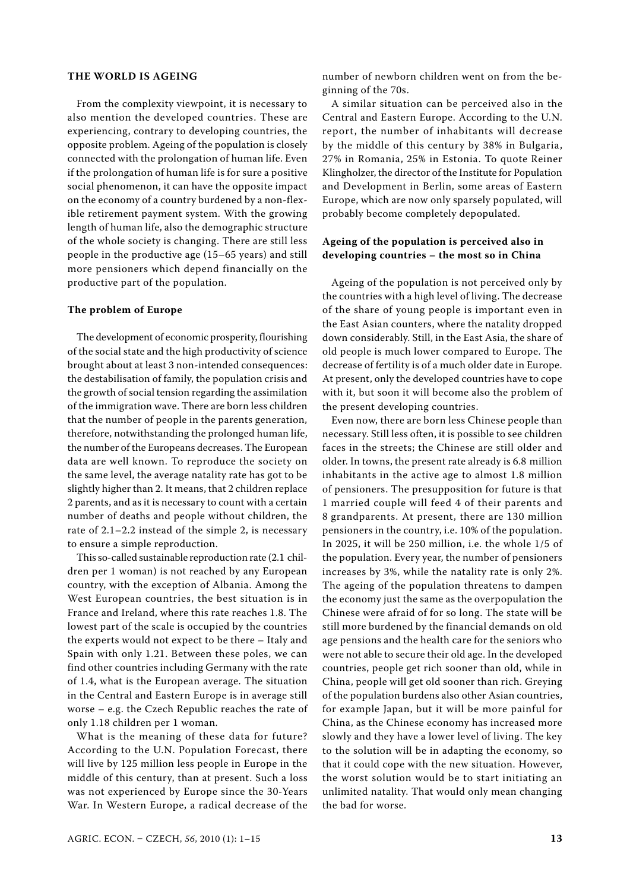## THE WORLD IS AGEING

From the complexity viewpoint, it is necessary to also mention the developed countries. These are experiencing, contrary to developing countries, the opposite problem. Ageing of the population is closely connected with the prolongation of human life. Even if the prolongation of human life is for sure a positive social phenomenon, it can have the opposite impact on the economy of a country burdened by a non-flexible retirement payment system. With the growing length of human life, also the demographic structure of the whole society is changing. There are still less people in the productive age (15–65 years) and still more pensioners which depend financially on the productive part of the population.

### The problem of Europe

The development of economic prosperity, flourishing of the social state and the high productivity of science brought about at least 3 non-intended consequences: the destabilisation of family, the population crisis and the growth of social tension regarding the assimilation of the immigration wave. There are born less children that the number of people in the parents generation, therefore, notwithstanding the prolonged human life, the number of the Europeans decreases. The European data are well known. To reproduce the society on the same level, the average natality rate has got to be slightly higher than 2. It means, that 2 children replace 2 parents, and as it is necessary to count with a certain number of deaths and people without children, the rate of 2.1–2.2 instead of the simple 2, is necessary to ensure a simple reproduction.

This so-called sustainable reproduction rate (2.1 children per 1 woman) is not reached by any European country, with the exception of Albania. Among the West European countries, the best situation is in France and Ireland, where this rate reaches 1.8. The lowest part of the scale is occupied by the countries the experts would not expect to be there – Italy and Spain with only 1.21. Between these poles, we can find other countries including Germany with the rate of 1.4, what is the European average. The situation in the Central and Eastern Europe is in average still worse – e.g. the Czech Republic reaches the rate of only 1.18 children per 1 woman.

What is the meaning of these data for future? According to the U.N. Population Forecast, there will live by 125 million less people in Europe in the middle of this century, than at present. Such a loss was not experienced by Europe since the 30-Years War. In Western Europe, a radical decrease of the number of newborn children went on from the beginning of the 70s.

A similar situation can be perceived also in the Central and Eastern Europe. According to the U.N. report, the number of inhabitants will decrease by the middle of this century by 38% in Bulgaria, 27% in Romania, 25% in Estonia. To quote Reiner Klingholzer, the director of the Institute for Population and Development in Berlin, some areas of Eastern Europe, which are now only sparsely populated, will probably become completely depopulated.

### Ageing of the population is perceived also in developing countries – the most so in China

Ageing of the population is not perceived only by the countries with a high level of living. The decrease of the share of young people is important even in the East Asian counters, where the natality dropped down considerably. Still, in the East Asia, the share of old people is much lower compared to Europe. The decrease of fertility is of a much older date in Europe. At present, only the developed countries have to cope with it, but soon it will become also the problem of the present developing countries.

Even now, there are born less Chinese people than necessary. Still less often, it is possible to see children faces in the streets; the Chinese are still older and older. In towns, the present rate already is 6.8 million inhabitants in the active age to almost 1.8 million of pensioners. The presupposition for future is that 1 married couple will feed 4 of their parents and 8 grandparents. At present, there are 130 million pensioners in the country, i.e. 10% of the population. In 2025, it will be 250 million, i.e. the whole 1/5 of the population. Every year, the number of pensioners increases by 3%, while the natality rate is only 2%. The ageing of the population threatens to dampen the economy just the same as the overpopulation the Chinese were afraid of for so long. The state will be still more burdened by the financial demands on old age pensions and the health care for the seniors who were not able to secure their old age. In the developed countries, people get rich sooner than old, while in China, people will get old sooner than rich. Greying of the population burdens also other Asian countries, for example Japan, but it will be more painful for China, as the Chinese economy has increased more slowly and they have a lower level of living. The key to the solution will be in adapting the economy, so that it could cope with the new situation. However, the worst solution would be to start initiating an unlimited natality. That would only mean changing the bad for worse.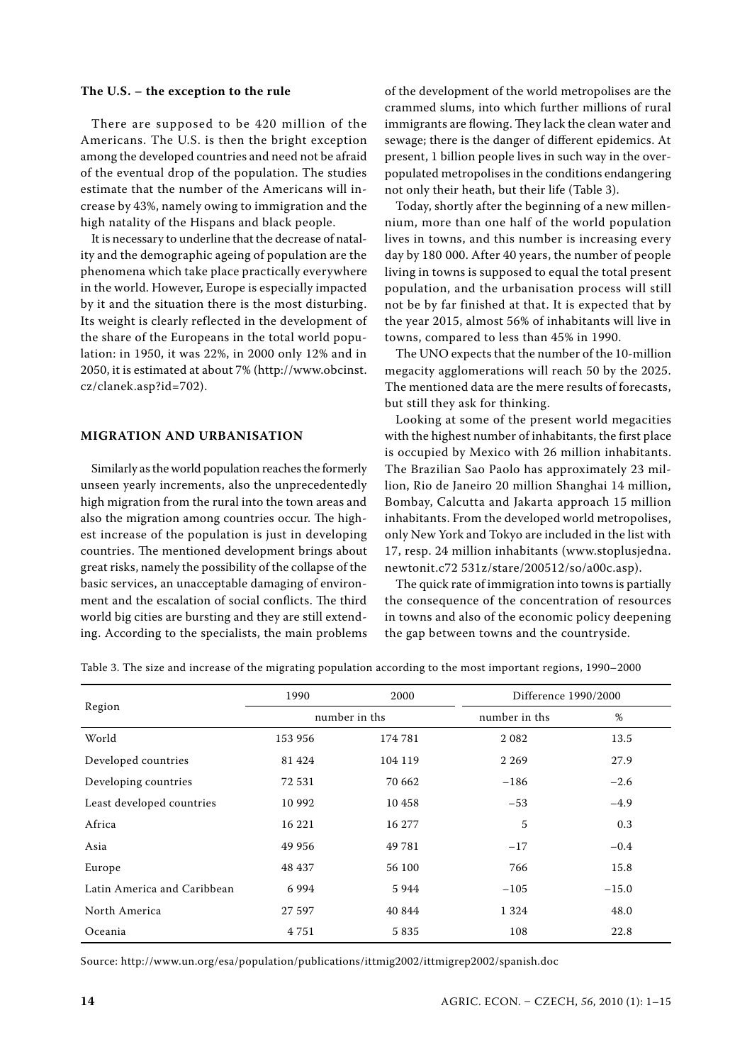**The U.S. – the exception to the rule**

There are supposed to be 420 million of the Americans. The U.S. is then the bright exception among the developed countries and need not be afraid of the eventual drop of the population. The studies estimate that the number of the Americans will increase by 43%, namely owing to immigration and the high natality of the Hispans and black people.

It is necessary to underline that the decrease of natality and the demographic ageing of population are the phenomena which take place practically everywhere in the world. However, Europe is especially impacted by it and the situation there is the most disturbing. Its weight is clearly reflected in the development of the share of the Europeans in the total world population: in 1950, it was 22%, in 2000 only 12% and in 2050, it is estimated at about 7% (http://www.obcinst.cz/clanek.asp?id=702).

## MIGRATION AND URBANISATION

Similarly as the world population reaches the formerly unseen yearly increments, also the unprecedentedly high migration from the rural into the town areas and also the migration among countries occur. The highest increase of the population is just in developing countries. The mentioned development brings about great risks, namely the possibility of the collapse of the basic services, an unacceptable damaging of environment and the escalation of social conflicts. The third world big cities are bursting and they are still extending. According to the specialists, the main problems of the development of the world metropolises are the crammed slums, into which further millions of rural immigrants are flowing. They lack the clean water and sewage; there is the danger of different epidemics. At present, 1 billion people lives in such way in the overpopulated metropolises in the conditions endangering not only their heath, but their life (Table 3).

Today, shortly after the beginning of a new millennium, more than one half of the world population lives in towns, and this number is increasing every day by 180 000. After 40 years, the number of people living in towns is supposed to equal the total present population, and the urbanisation process will still not be by far finished at that. It is expected that by the year 2015, almost 56% of inhabitants will live in towns, compared to less than 45% in 1990.

The UNO expects that the number of the 10-million megacity agglomerations will reach 50 by the 2025. The mentioned data are the mere results of forecasts, but still they ask for thinking.

Looking at some of the present world megacities with the highest number of inhabitants, the first place is occupied by Mexico with 26 million inhabitants. The Brazilian Sao Paolo has approximately 23 million, Rio de Janeiro 20 million Shanghai 14 million, Bombay, Calcutta and Jakarta approach 15 million inhabitants. From the developed world metropolises, only New York and Tokyo are included in the list with 17, resp. 24 million inhabitants (www.stoplusjedna.newtonit.c72 531z/stare/200512/so/a00c.asp).

The quick rate of immigration into towns is partially the consequence of the concentration of resources in towns and also of the economic policy deepening the gap between towns and the countryside.

Table 3. The size and increase of the migrating population according to the most important regions, 1990–2000

| Region | 1990 | 2000 | Difference 1990/2000 | |
|---|---|---|---|---|
| | number in ths | | number in ths | % |
| World | 153 956 | 174 781 | 2 082 | 13.5 |
| Developed countries | 81 424 | 104 119 | 2 269 | 27.9 |
| Developing countries | 72 531 | 70 662 | −186 | −2.6 |
| Least developed countries | 10 992 | 10 458 | −53 | −4.9 |
| Africa | 16 221 | 16 277 | 5 | 0.3 |
| Asia | 49 956 | 49 781 | −17 | −0.4 |
| Europe | 48 437 | 56 100 | 766 | 15.8 |
| Latin America and Caribbean | 6 994 | 5 944 | −105 | −15.0 |
| North America | 27 597 | 40 844 | 1 324 | 48.0 |
| Oceania | 4 751 | 5 835 | 108 | 22.8 |

Source: http://www.un.org/esa/population/publications/ittmig2002/ittmigrep2002/spanish.doc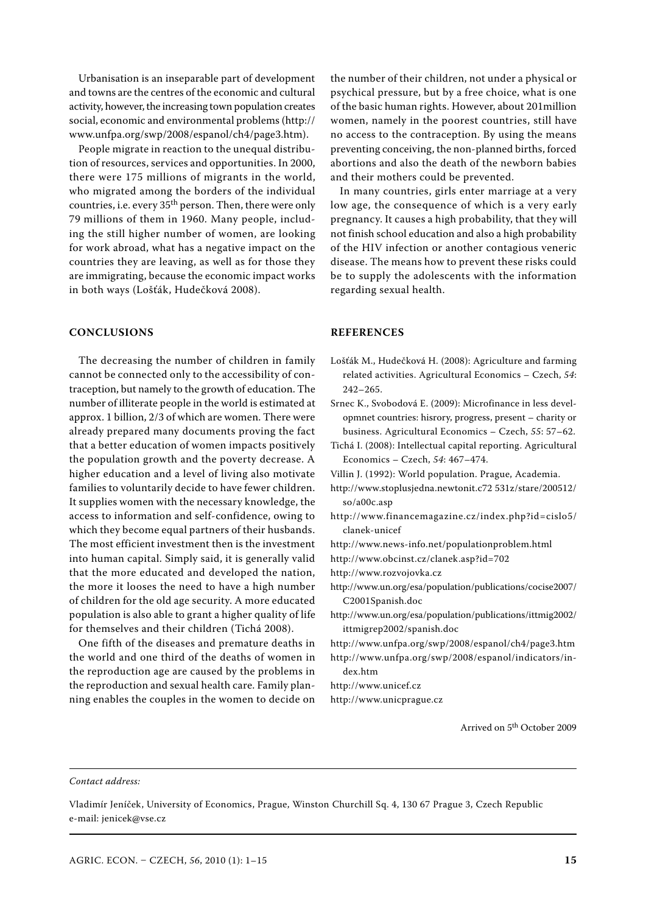Urbanisation is an inseparable part of development and towns are the centres of the economic and cultural activity, however, the increasing town population creates social, economic and environmental problems (http://www.unfpa.org/swp/2008/espanol/ch4/page3.htm).

People migrate in reaction to the unequal distribution of resources, services and opportunities. In 2000, there were 175 millions of migrants in the world, who migrated among the borders of the individual countries, i.e. every 35th person. Then, there were only 79 millions of them in 1960. Many people, including the still higher number of women, are looking for work abroad, what has a negative impact on the countries they are leaving, as well as for those they are immigrating, because the economic impact works in both ways (Lošťák, Hudečková 2008).

## CONCLUSIONS

The decreasing the number of children in family cannot be connected only to the accessibility of contraception, but namely to the growth of education. The number of illiterate people in the world is estimated at approx. 1 billion, 2/3 of which are women. There were already prepared many documents proving the fact that a better education of women impacts positively the population growth and the poverty decrease. A higher education and a level of living also motivate families to voluntarily decide to have fewer children. It supplies women with the necessary knowledge, the access to information and self-confidence, owing to which they become equal partners of their husbands. The most efficient investment then is the investment into human capital. Simply said, it is generally valid that the more educated and developed the nation, the more it looses the need to have a high number of children for the old age security. A more educated population is also able to grant a higher quality of life for themselves and their children (Tichá 2008).

One fifth of the diseases and premature deaths in the world and one third of the deaths of women in the reproduction age are caused by the problems in the reproduction and sexual health care. Family planning enables the couples in the women to decide on the number of their children, not under a physical or psychical pressure, but by a free choice, what is one of the basic human rights. However, about 201million women, namely in the poorest countries, still have no access to the contraception. By using the means preventing conceiving, the non-planned births, forced abortions and also the death of the newborn babies and their mothers could be prevented.

In many countries, girls enter marriage at a very low age, the consequence of which is a very early pregnancy. It causes a high probability, that they will not finish school education and also a high probability of the HIV infection or another contagious veneric disease. The means how to prevent these risks could be to supply the adolescents with the information regarding sexual health.

## REFERENCES

Lošťák M., Hudečková H. (2008): Agriculture and farming related activities. Agricultural Economics – Czech, *54*: 242–265.

Srnec K., Svobodová E. (2009): Microfinance in less developmnet countries: hisrory, progress, present – charity or business. Agricultural Economics – Czech, *55*: 57–62.

Tichá I. (2008): Intellectual capital reporting. Agricultural Economics – Czech, *54*: 467–474.

Villin J. (1992): World population. Prague, Academia.

http://www.stoplusjedna.newtonit.c72 531z/stare/200512/so/a00c.asp

http://www.financemagazine.cz/index.php?id=cislo5/clanek-unicef

http://www.news-info.net/populationproblem.html

http://www.obcinst.cz/clanek.asp?id=702

http://www.rozvojovka.cz

http://www.un.org/esa/population/publications/cocise2007/C2001Spanish.doc

http://www.un.org/esa/population/publications/ittmig2002/ittmigrep2002/spanish.doc

http://www.unfpa.org/swp/2008/espanol/ch4/page3.htm

http://www.unfpa.org/swp/2008/espanol/indicators/index.htm

http://www.unicef.cz

http://www.unicprague.cz

Arrived on 5th October 2009

*Contact address:*

Vladimír Jeníček, University of Economics, Prague, Winston Churchill Sq. 4, 130 67 Prague 3, Czech Republic
e-mail: jenicek@vse.cz